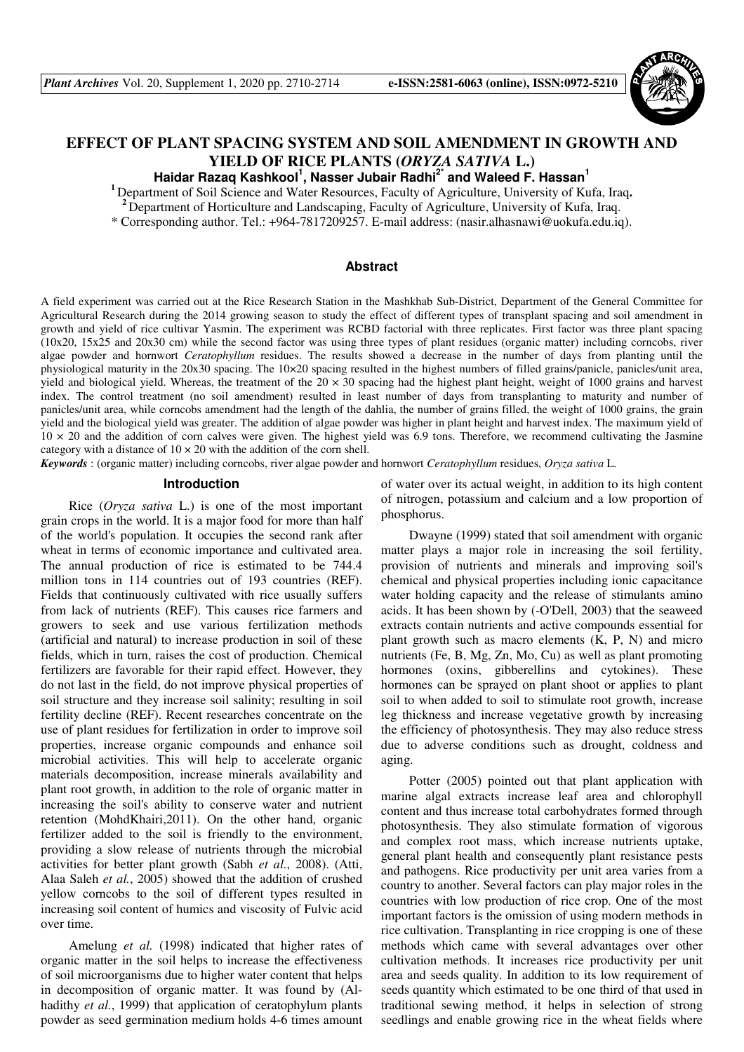# EFFECT OF PLANT SPACING SYSTEM AND SOIL AMENDMENT IN GROWTH AND YIELD OF RICE PLANTS (*ORYZA SATIVA* L.)

**Haidar Razaq Kashkool[1], Nasser Jubair Radhi[2*] and Waleed F. Hassan[1]**

[1] Department of Soil Science and Water Resources, Faculty of Agriculture, University of Kufa, Iraq.

[2] Department of Horticulture and Landscaping, Faculty of Agriculture, University of Kufa, Iraq.

\* Corresponding author. Tel.: +964-7817209257. E-mail address: (nasir.alhasnawi@uokufa.edu.iq).

## Abstract

A field experiment was carried out at the Rice Research Station in the Mashkhab Sub-District, Department of the General Committee for Agricultural Research during the 2014 growing season to study the effect of different types of transplant spacing and soil amendment in growth and yield of rice cultivar Yasmin. The experiment was RCBD factorial with three replicates. First factor was three plant spacing (10x20, 15x25 and 20x30 cm) while the second factor was using three types of plant residues (organic matter) including corncobs, river algae powder and hornwort *Ceratophyllum* residues. The results showed a decrease in the number of days from planting until the physiological maturity in the 20x30 spacing. The 10×20 spacing resulted in the highest numbers of filled grains/panicle, panicles/unit area, yield and biological yield. Whereas, the treatment of the 20 × 30 spacing had the highest plant height, weight of 1000 grains and harvest index. The control treatment (no soil amendment) resulted in least number of days from transplanting to maturity and number of panicles/unit area, while corncobs amendment had the length of the dahlia, the number of grains filled, the weight of 1000 grains, the grain yield and the biological yield was greater. The addition of algae powder was higher in plant height and harvest index. The maximum yield of 10 × 20 and the addition of corn calves were given. The highest yield was 6.9 tons. Therefore, we recommend cultivating the Jasmine category with a distance of 10 × 20 with the addition of the corn shell.

***Keywords*** : (organic matter) including corncobs, river algae powder and hornwort *Ceratophyllum* residues, *Oryza sativa* L.

## Introduction

Rice (*Oryza sativa* L.) is one of the most important grain crops in the world. It is a major food for more than half of the world's population. It occupies the second rank after wheat in terms of economic importance and cultivated area. The annual production of rice is estimated to be 744.4 million tons in 114 countries out of 193 countries (REF). Fields that continuously cultivated with rice usually suffers from lack of nutrients (REF). This causes rice farmers and growers to seek and use various fertilization methods (artificial and natural) to increase production in soil of these fields, which in turn, raises the cost of production. Chemical fertilizers are favorable for their rapid effect. However, they do not last in the field, do not improve physical properties of soil structure and they increase soil salinity; resulting in soil fertility decline (REF). Recent researches concentrate on the use of plant residues for fertilization in order to improve soil properties, increase organic compounds and enhance soil microbial activities. This will help to accelerate organic materials decomposition, increase minerals availability and plant root growth, in addition to the role of organic matter in increasing the soil's ability to conserve water and nutrient retention (MohdKhairi,2011). On the other hand, organic fertilizer added to the soil is friendly to the environment, providing a slow release of nutrients through the microbial activities for better plant growth (Sabh *et al.*, 2008). (Atti, Alaa Saleh *et al.*, 2005) showed that the addition of crushed yellow corncobs to the soil of different types resulted in increasing soil content of humics and viscosity of Fulvic acid over time.

Amelung *et al.* (1998) indicated that higher rates of organic matter in the soil helps to increase the effectiveness of soil microorganisms due to higher water content that helps in decomposition of organic matter. It was found by (Al-hadithy *et al.*, 1999) that application of ceratophylum plants powder as seed germination medium holds 4-6 times amount of water over its actual weight, in addition to its high content of nitrogen, potassium and calcium and a low proportion of phosphorus.

Dwayne (1999) stated that soil amendment with organic matter plays a major role in increasing the soil fertility, provision of nutrients and minerals and improving soil's chemical and physical properties including ionic capacitance water holding capacity and the release of stimulants amino acids. It has been shown by (-O'Dell, 2003) that the seaweed extracts contain nutrients and active compounds essential for plant growth such as macro elements (K, P, N) and micro nutrients (Fe, B, Mg, Zn, Mo, Cu) as well as plant promoting hormones (oxins, gibberellins and cytokines). These hormones can be sprayed on plant shoot or applies to plant soil to when added to soil to stimulate root growth, increase leg thickness and increase vegetative growth by increasing the efficiency of photosynthesis. They may also reduce stress due to adverse conditions such as drought, coldness and aging.

Potter (2005) pointed out that plant application with marine algal extracts increase leaf area and chlorophyll content and thus increase total carbohydrates formed through photosynthesis. They also stimulate formation of vigorous and complex root mass, which increase nutrients uptake, general plant health and consequently plant resistance pests and pathogens. Rice productivity per unit area varies from a country to another. Several factors can play major roles in the countries with low production of rice crop. One of the most important factors is the omission of using modern methods in rice cultivation. Transplanting in rice cropping is one of these methods which came with several advantages over other cultivation methods. It increases rice productivity per unit area and seeds quality. In addition to its low requirement of seeds quantity which estimated to be one third of that used in traditional sewing method, it helps in selection of strong seedlings and enable growing rice in the wheat fields where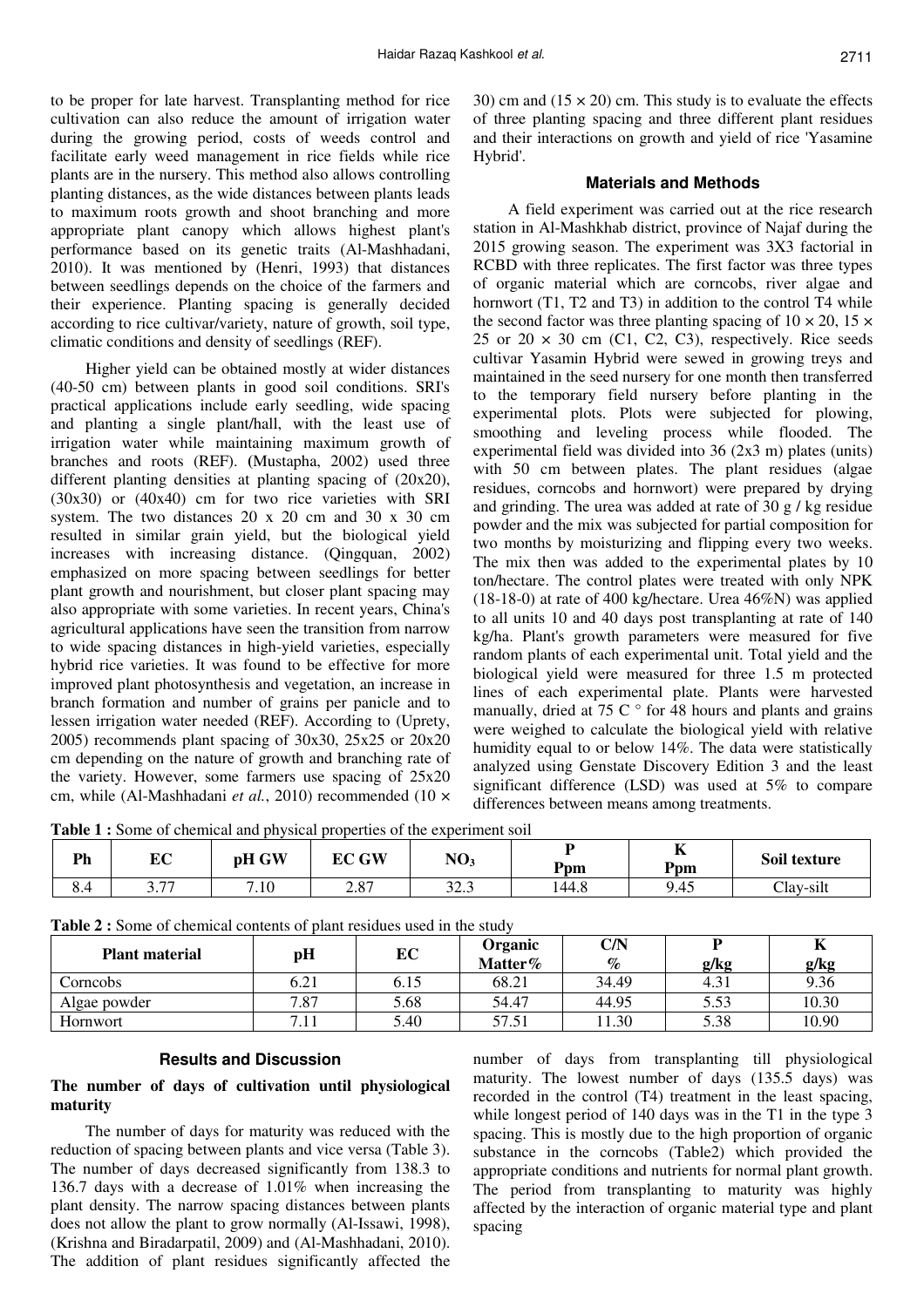to be proper for late harvest. Transplanting method for rice cultivation can also reduce the amount of irrigation water during the growing period, costs of weeds control and facilitate early weed management in rice fields while rice plants are in the nursery. This method also allows controlling planting distances, as the wide distances between plants leads to maximum roots growth and shoot branching and more appropriate plant canopy which allows highest plant's performance based on its genetic traits (Al-Mashhadani, 2010). It was mentioned by (Henri, 1993) that distances between seedlings depends on the choice of the farmers and their experience. Planting spacing is generally decided according to rice cultivar/variety, nature of growth, soil type, climatic conditions and density of seedlings (REF).

Higher yield can be obtained mostly at wider distances (40-50 cm) between plants in good soil conditions. SRI's practical applications include early seedling, wide spacing and planting a single plant/hall, with the least use of irrigation water while maintaining maximum growth of branches and roots (REF). (Mustapha, 2002) used three different planting densities at planting spacing of (20x20), (30x30) or (40x40) cm for two rice varieties with SRI system. The two distances 20 x 20 cm and 30 x 30 cm resulted in similar grain yield, but the biological yield increases with increasing distance. (Qingquan, 2002) emphasized on more spacing between seedlings for better plant growth and nourishment, but closer plant spacing may also appropriate with some varieties. In recent years, China's agricultural applications have seen the transition from narrow to wide spacing distances in high-yield varieties, especially hybrid rice varieties. It was found to be effective for more improved plant photosynthesis and vegetation, an increase in branch formation and number of grains per panicle and to lessen irrigation water needed (REF). According to (Uprety, 2005) recommends plant spacing of 30x30, 25x25 or 20x20 cm depending on the nature of growth and branching rate of the variety. However, some farmers use spacing of 25x20 cm, while (Al-Mashhadani *et al.*, 2010) recommended (10 × 30) cm and (15 × 20) cm. This study is to evaluate the effects of three planting spacing and three different plant residues and their interactions on growth and yield of rice 'Yasamine Hybrid'.

## Materials and Methods

A field experiment was carried out at the rice research station in Al-Mashkhab district, province of Najaf during the 2015 growing season. The experiment was 3X3 factorial in RCBD with three replicates. The first factor was three types of organic material which are corncobs, river algae and hornwort (T1, T2 and T3) in addition to the control T4 while the second factor was three planting spacing of 10 × 20, 15 × 25 or 20 × 30 cm (C1, C2, C3), respectively. Rice seeds cultivar Yasamin Hybrid were sewed in growing treys and maintained in the seed nursery for one month then transferred to the temporary field nursery before planting in the experimental plots. Plots were subjected for plowing, smoothing and leveling process while flooded. The experimental field was divided into 36 (2x3 m) plates (units) with 50 cm between plates. The plant residues (algae residues, corncobs and hornwort) were prepared by drying and grinding. The urea was added at rate of 30 g / kg residue powder and the mix was subjected for partial composition for two months by moisturizing and flipping every two weeks. The mix then was added to the experimental plates by 10 ton/hectare. The control plates were treated with only NPK (18-18-0) at rate of 400 kg/hectare. Urea 46%N) was applied to all units 10 and 40 days post transplanting at rate of 140 kg/ha. Plant's growth parameters were measured for five random plants of each experimental unit. Total yield and the biological yield were measured for three 1.5 m protected lines of each experimental plate. Plants were harvested manually, dried at 75 C ° for 48 hours and plants and grains were weighed to calculate the biological yield with relative humidity equal to or below 14%. The data were statistically analyzed using Genstate Discovery Edition 3 and the least significant difference (LSD) was used at 5% to compare differences between means among treatments.

**Table 1 :** Some of chemical and physical properties of the experiment soil

| Ph | EC | pH GW | EC GW | $NO_3$ | P Ppm | K Ppm | Soil texture |
|---|---|---|---|---|---|---|---|
| 8.4 | 3.77 | 7.10 | 2.87 | 32.3 | 144.8 | 9.45 | Clay-silt |

**Table 2 :** Some of chemical contents of plant residues used in the study

| Plant material | pH | EC | Organic Matter% | C/N % | P g/kg | K g/kg |
|---|---|---|---|---|---|---|
| Corncobs | 6.21 | 6.15 | 68.21 | 34.49 | 4.31 | 9.36 |
| Algae powder | 7.87 | 5.68 | 54.47 | 44.95 | 5.53 | 10.30 |
| Hornwort | 7.11 | 5.40 | 57.51 | 11.30 | 5.38 | 10.90 |

## Results and Discussion

### The number of days of cultivation until physiological maturity

The number of days for maturity was reduced with the reduction of spacing between plants and vice versa (Table 3). The number of days decreased significantly from 138.3 to 136.7 days with a decrease of 1.01% when increasing the plant density. The narrow spacing distances between plants does not allow the plant to grow normally (Al-Issawi, 1998), (Krishna and Biradarpatil, 2009) and (Al-Mashhadani, 2010). The addition of plant residues significantly affected the number of days from transplanting till physiological maturity. The lowest number of days (135.5 days) was recorded in the control (T4) treatment in the least spacing, while longest period of 140 days was in the T1 in the type 3 spacing. This is mostly due to the high proportion of organic substance in the corncobs (Table2) which provided the appropriate conditions and nutrients for normal plant growth. The period from transplanting to maturity was highly affected by the interaction of organic material type and plant spacing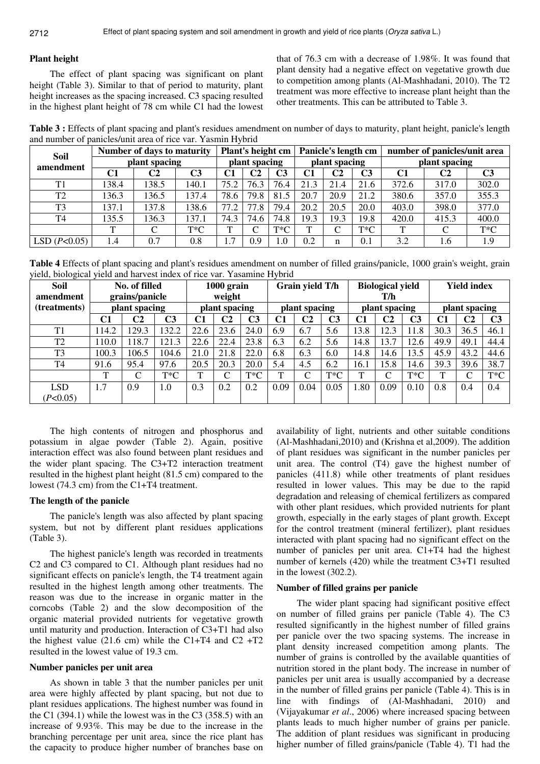## Plant height

The effect of plant spacing was significant on plant height (Table 3). Similar to that of period to maturity, plant height increases as the spacing increased. C3 spacing resulted in the highest plant height of 78 cm while C1 had the lowest that of 76.3 cm with a decrease of 1.98%. It was found that plant density had a negative effect on vegetative growth due to competition among plants (Al-Mashhadani, 2010). The T2 treatment was more effective to increase plant height than the other treatments. This can be attributed to Table 3.

**Table 3 :** Effects of plant spacing and plant's residues amendment on number of days to maturity, plant height, panicle's length and number of panicles/unit area of rice var. Yasmin Hybrid

| Soil amendment | Number of days to maturity plant spacing | | | Plant's height cm plant spacing | | | Panicle's length cm plant spacing | | | number of panicles/unit area plant spacing | | |
|---|---|---|---|---|---|---|---|---|---|---|---|---|
| | C1 | C2 | C3 | C1 | C2 | C3 | C1 | C2 | C3 | C1 | C2 | C3 |
| T1 | 138.4 | 138.5 | 140.1 | 75.2 | 76.3 | 76.4 | 21.3 | 21.4 | 21.6 | 372.6 | 317.0 | 302.0 |
| T2 | 136.3 | 136.5 | 137.4 | 78.6 | 79.8 | 81.5 | 20.7 | 20.9 | 21.2 | 380.6 | 357.0 | 355.3 |
| T3 | 137.1 | 137.8 | 138.6 | 77.2 | 77.8 | 79.4 | 20.2 | 20.5 | 20.0 | 403.0 | 398.0 | 377.0 |
| T4 | 135.5 | 136.3 | 137.1 | 74.3 | 74.6 | 74.8 | 19.3 | 19.3 | 19.8 | 420.0 | 415.3 | 400.0 |
| | T | C | T*C | T | C | T*C | T | C | T*C | T | C | T*C |
| LSD ($P$<0.05) | 1.4 | 0.7 | 0.8 | 1.7 | 0.9 | 1.0 | 0.2 | n | 0.1 | 3.2 | 1.6 | 1.9 |

**Table 4** Effects of plant spacing and plant's residues amendment on number of filled grains/panicle, 1000 grain's weight, grain yield, biological yield and harvest index of rice var. Yasamine Hybrid

| Soil amendment (treatments) | No. of filled grains/panicle plant spacing | | | 1000 grain weight plant spacing | | | Grain yield T/h plant spacing | | | Biological yield T/h plant spacing | | | Yield index plant spacing | | |
|---|---|---|---|---|---|---|---|---|---|---|---|---|---|---|---|
| | C1 | C2 | C3 | C1 | C2 | C3 | C1 | C2 | C3 | C1 | C2 | C3 | C1 | C2 | C3 |
| T1 | 114.2 | 129.3 | 132.2 | 22.6 | 23.6 | 24.0 | 6.9 | 6.7 | 5.6 | 13.8 | 12.3 | 11.8 | 30.3 | 36.5 | 46.1 |
| T2 | 110.0 | 118.7 | 121.3 | 22.6 | 22.4 | 23.8 | 6.3 | 6.2 | 5.6 | 14.8 | 13.7 | 12.6 | 49.9 | 49.1 | 44.4 |
| T3 | 100.3 | 106.5 | 104.6 | 21.0 | 21.8 | 22.0 | 6.8 | 6.3 | 6.0 | 14.8 | 14.6 | 13.5 | 45.9 | 43.2 | 44.6 |
| T4 | 91.6 | 95.4 | 97.6 | 20.5 | 20.3 | 20.0 | 5.4 | 4.5 | 6.2 | 16.1 | 15.8 | 14.6 | 39.3 | 39.6 | 38.7 |
| | T | C | T*C | T | C | T*C | T | C | T*C | T | C | T*C | T | C | T*C |
| LSD ($P$<0.05) | 1.7 | 0.9 | 1.0 | 0.3 | 0.2 | 0.2 | 0.09 | 0.04 | 0.05 | 1.80 | 0.09 | 0.10 | 0.8 | 0.4 | 0.4 |

The high contents of nitrogen and phosphorus and potassium in algae powder (Table 2). Again, positive interaction effect was also found between plant residues and the wider plant spacing. The C3+T2 interaction treatment resulted in the highest plant height (81.5 cm) compared to the lowest (74.3 cm) from the C1+T4 treatment.

## The length of the panicle

The panicle's length was also affected by plant spacing system, but not by different plant residues applications (Table 3).

The highest panicle's length was recorded in treatments C2 and C3 compared to C1. Although plant residues had no significant effects on panicle's length, the T4 treatment again resulted in the highest length among other treatments. The reason was due to the increase in organic matter in the corncobs (Table 2) and the slow decomposition of the organic material provided nutrients for vegetative growth until maturity and production. Interaction of C3+T1 had also the highest value (21.6 cm) while the C1+T4 and C2 +T2 resulted in the lowest value of 19.3 cm.

## Number panicles per unit area

As shown in table 3 that the number panicles per unit area were highly affected by plant spacing, but not due to plant residues applications. The highest number was found in the C1 (394.1) while the lowest was in the C3 (358.5) with an increase of 9.93%. This may be due to the increase in the branching percentage per unit area, since the rice plant has the capacity to produce higher number of branches base on availability of light, nutrients and other suitable conditions (Al-Mashhadani,2010) and (Krishna et al,2009). The addition of plant residues was significant in the number panicles per unit area. The control (T4) gave the highest number of panicles (411.8) while other treatments of plant residues resulted in lower values. This may be due to the rapid degradation and releasing of chemical fertilizers as compared with other plant residues, which provided nutrients for plant growth, especially in the early stages of plant growth. Except for the control treatment (mineral fertilizer), plant residues interacted with plant spacing had no significant effect on the number of panicles per unit area. C1+T4 had the highest number of kernels (420) while the treatment C3+T1 resulted in the lowest (302.2).

## Number of filled grains per panicle

The wider plant spacing had significant positive effect on number of filled grains per panicle (Table 4). The C3 resulted significantly in the highest number of filled grains per panicle over the two spacing systems. The increase in plant density increased competition among plants. The number of grains is controlled by the available quantities of nutrition stored in the plant body. The increase in number of panicles per unit area is usually accompanied by a decrease in the number of filled grains per panicle (Table 4). This is in line with findings of (Al-Mashhadani, 2010) and (Vijayakumar *et al*., 2006) where increased spacing between plants leads to much higher number of grains per panicle. The addition of plant residues was significant in producing higher number of filled grains/panicle (Table 4). T1 had the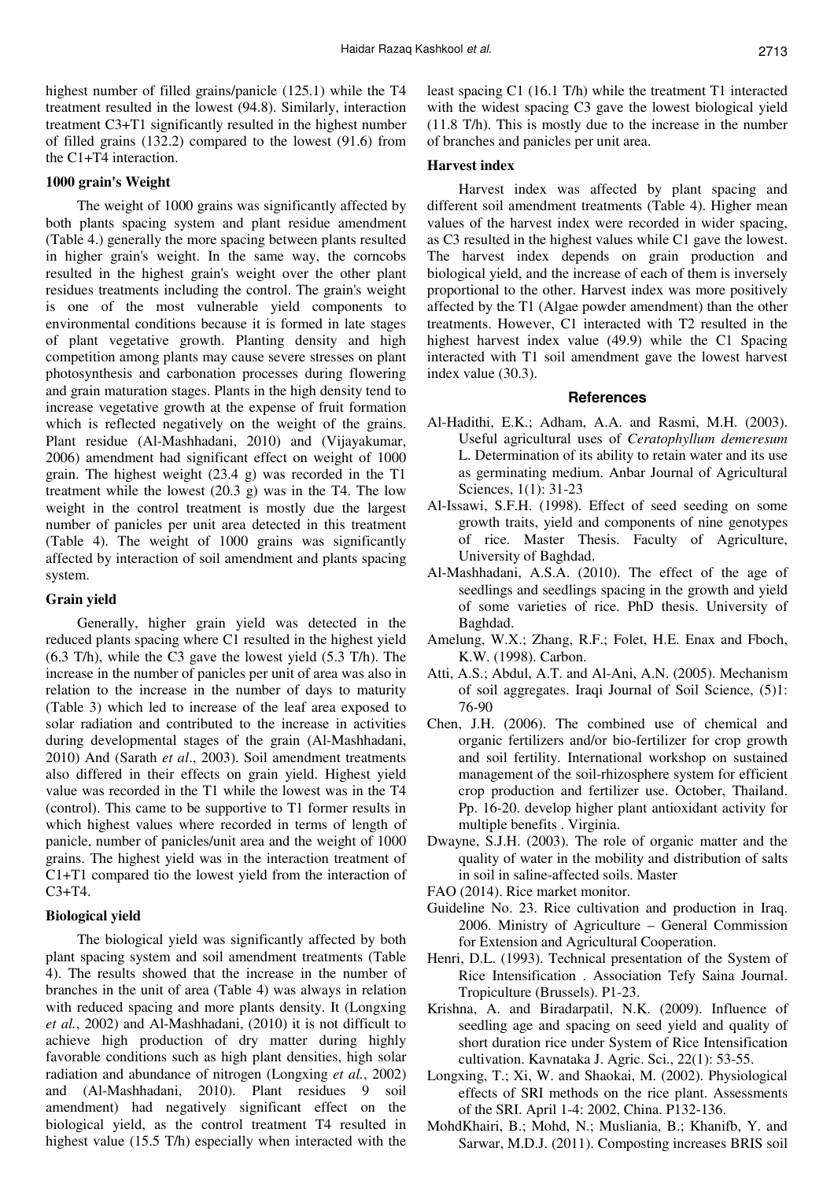highest number of filled grains/panicle (125.1) while the T4 treatment resulted in the lowest (94.8). Similarly, interaction treatment C3+T1 significantly resulted in the highest number of filled grains (132.2) compared to the lowest (91.6) from the C1+T4 interaction.

### 1000 grain's Weight

The weight of 1000 grains was significantly affected by both plants spacing system and plant residue amendment (Table 4.) generally the more spacing between plants resulted in higher grain's weight. In the same way, the corncobs resulted in the highest grain's weight over the other plant residues treatments including the control. The grain's weight is one of the most vulnerable yield components to environmental conditions because it is formed in late stages of plant vegetative growth. Planting density and high competition among plants may cause severe stresses on plant photosynthesis and carbonation processes during flowering and grain maturation stages. Plants in the high density tend to increase vegetative growth at the expense of fruit formation which is reflected negatively on the weight of the grains. Plant residue (Al-Mashhadani, 2010) and (Vijayakumar, 2006) amendment had significant effect on weight of 1000 grain. The highest weight (23.4 g) was recorded in the T1 treatment while the lowest (20.3 g) was in the T4. The low weight in the control treatment is mostly due the largest number of panicles per unit area detected in this treatment (Table 4). The weight of 1000 grains was significantly affected by interaction of soil amendment and plants spacing system.

### Grain yield

Generally, higher grain yield was detected in the reduced plants spacing where C1 resulted in the highest yield (6.3 T/h), while the C3 gave the lowest yield (5.3 T/h). The increase in the number of panicles per unit of area was also in relation to the increase in the number of days to maturity (Table 3) which led to increase of the leaf area exposed to solar radiation and contributed to the increase in activities during developmental stages of the grain (Al-Mashhadani, 2010) And (Sarath *et al*., 2003). Soil amendment treatments also differed in their effects on grain yield. Highest yield value was recorded in the T1 while the lowest was in the T4 (control). This came to be supportive to T1 former results in which highest values where recorded in terms of length of panicle, number of panicles/unit area and the weight of 1000 grains. The highest yield was in the interaction treatment of C1+T1 compared tio the lowest yield from the interaction of C3+T4.

### Biological yield

The biological yield was significantly affected by both plant spacing system and soil amendment treatments (Table 4). The results showed that the increase in the number of branches in the unit of area (Table 4) was always in relation with reduced spacing and more plants density. It (Longxing *et al.*, 2002) and Al-Mashhadani, (2010) it is not difficult to achieve high production of dry matter during highly favorable conditions such as high plant densities, high solar radiation and abundance of nitrogen (Longxing *et al.*, 2002) and (Al-Mashhadani, 2010). Plant residues 9 soil amendment) had negatively significant effect on the biological yield, as the control treatment T4 resulted in highest value (15.5 T/h) especially when interacted with the least spacing C1 (16.1 T/h) while the treatment T1 interacted with the widest spacing C3 gave the lowest biological yield (11.8 T/h). This is mostly due to the increase in the number of branches and panicles per unit area.

### Harvest index

Harvest index was affected by plant spacing and different soil amendment treatments (Table 4). Higher mean values of the harvest index were recorded in wider spacing, as C3 resulted in the highest values while C1 gave the lowest. The harvest index depends on grain production and biological yield, and the increase of each of them is inversely proportional to the other. Harvest index was more positively affected by the T1 (Algae powder amendment) than the other treatments. However, C1 interacted with T2 resulted in the highest harvest index value (49.9) while the C1 Spacing interacted with T1 soil amendment gave the lowest harvest index value (30.3).

## References

Al-Hadithi, E.K.; Adham, A.A. and Rasmi, M.H. (2003). Useful agricultural uses of *Ceratophyllum demeresum* L. Determination of its ability to retain water and its use as germinating medium. Anbar Journal of Agricultural Sciences, 1(1): 31-23

Al-Issawi, S.F.H. (1998). Effect of seed seeding on some growth traits, yield and components of nine genotypes of rice. Master Thesis. Faculty of Agriculture, University of Baghdad.

Al-Mashhadani, A.S.A. (2010). The effect of the age of seedlings and seedlings spacing in the growth and yield of some varieties of rice. PhD thesis. University of Baghdad.

Amelung, W.X.; Zhang, R.F.; Folet, H.E. Enax and Fboch, K.W. (1998). Carbon.

Atti, A.S.; Abdul, A.T. and Al-Ani, A.N. (2005). Mechanism of soil aggregates. Iraqi Journal of Soil Science, (5)1: 76-90

Chen, J.H. (2006). The combined use of chemical and organic fertilizers and/or bio-fertilizer for crop growth and soil fertility. International workshop on sustained management of the soil-rhizosphere system for efficient crop production and fertilizer use. October, Thailand. Pp. 16-20. develop higher plant antioxidant activity for multiple benefits . Virginia.

Dwayne, S.J.H. (2003). The role of organic matter and the quality of water in the mobility and distribution of salts in soil in saline-affected soils. Master

FAO (2014). Rice market monitor.

Guideline No. 23. Rice cultivation and production in Iraq. 2006. Ministry of Agriculture – General Commission for Extension and Agricultural Cooperation.

Henri, D.L. (1993). Technical presentation of the System of Rice Intensification . Association Tefy Saina Journal. Tropiculture (Brussels). P1-23.

Krishna, A. and Biradarpatil, N.K. (2009). Influence of seedling age and spacing on seed yield and quality of short duration rice under System of Rice Intensification cultivation. Kavnataka J. Agric. Sci., 22(1): 53-55.

Longxing, T.; Xi, W. and Shaokai, M. (2002). Physiological effects of SRI methods on the rice plant. Assessments of the SRI. April 1-4: 2002, China. P132-136.

MohdKhairi, B.; Mohd, N.; Musliania, B.; Khanifb, Y. and Sarwar, M.D.J. (2011). Composting increases BRIS soil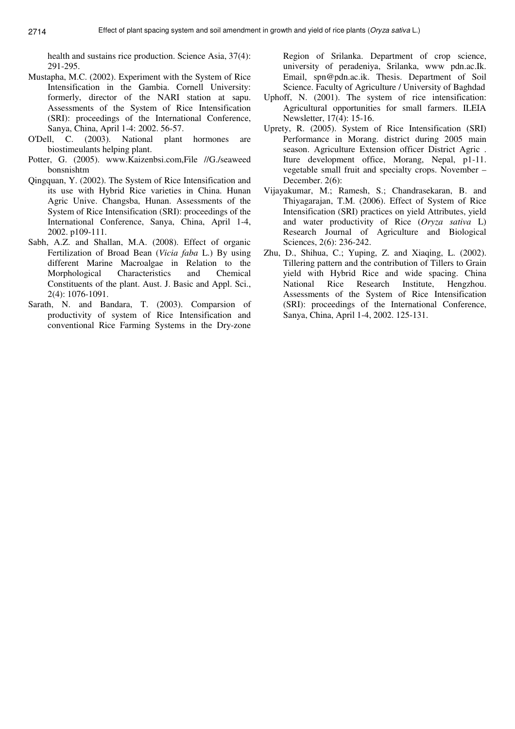health and sustains rice production. Science Asia, 37(4): 291-295.

Mustapha, M.C. (2002). Experiment with the System of Rice Intensification in the Gambia. Cornell University: formerly, director of the NARI station at sapu. Assessments of the System of Rice Intensification (SRI): proceedings of the International Conference, Sanya, China, April 1-4: 2002. 56-57.

O'Dell, C. (2003). National plant hormones are biostimeulants helping plant.

Potter, G. (2005). www.Kaizenbsi.com,File //G./seaweed bonsnishtm

Qingquan, Y. (2002). The System of Rice Intensification and its use with Hybrid Rice varieties in China. Hunan Agric Unive. Changsba, Hunan. Assessments of the System of Rice Intensification (SRI): proceedings of the International Conference, Sanya, China, April 1-4, 2002. p109-111.

Sabh, A.Z. and Shallan, M.A. (2008). Effect of organic Fertilization of Broad Bean (*Vicia faba* L.) By using different Marine Macroalgae in Relation to the Morphological Characteristics and Chemical Constituents of the plant. Aust. J. Basic and Appl. Sci., 2(4): 1076-1091.

Sarath, N. and Bandara, T. (2003). Comparsion of productivity of system of Rice Intensification and conventional Rice Farming Systems in the Dry-zone Region of Srilanka. Department of crop science, university of peradeniya, Srilanka, www pdn.ac.Ik. Email, spn@pdn.ac.ik. Thesis. Department of Soil Science. Faculty of Agriculture / University of Baghdad

Uphoff, N. (2001). The system of rice intensification: Agricultural opportunities for small farmers. ILEIA Newsletter, 17(4): 15-16.

Uprety, R. (2005). System of Rice Intensification (SRI) Performance in Morang. district during 2005 main season. Agriculture Extension officer District Agric . Iture development office, Morang, Nepal, p1-11. vegetable small fruit and specialty crops. November – December. 2(6):

Vijayakumar, M.; Ramesh, S.; Chandrasekaran, B. and Thiyagarajan, T.M. (2006). Effect of System of Rice Intensification (SRI) practices on yield Attributes, yield and water productivity of Rice (*Oryza sativa* L) Research Journal of Agriculture and Biological Sciences, 2(6): 236-242.

Zhu, D., Shihua, C.; Yuping, Z. and Xiaqing, L. (2002). Tillering pattern and the contribution of Tillers to Grain yield with Hybrid Rice and wide spacing. China National Rice Research Institute, Hengzhou. Assessments of the System of Rice Intensification (SRI): proceedings of the International Conference, Sanya, China, April 1-4, 2002. 125-131.